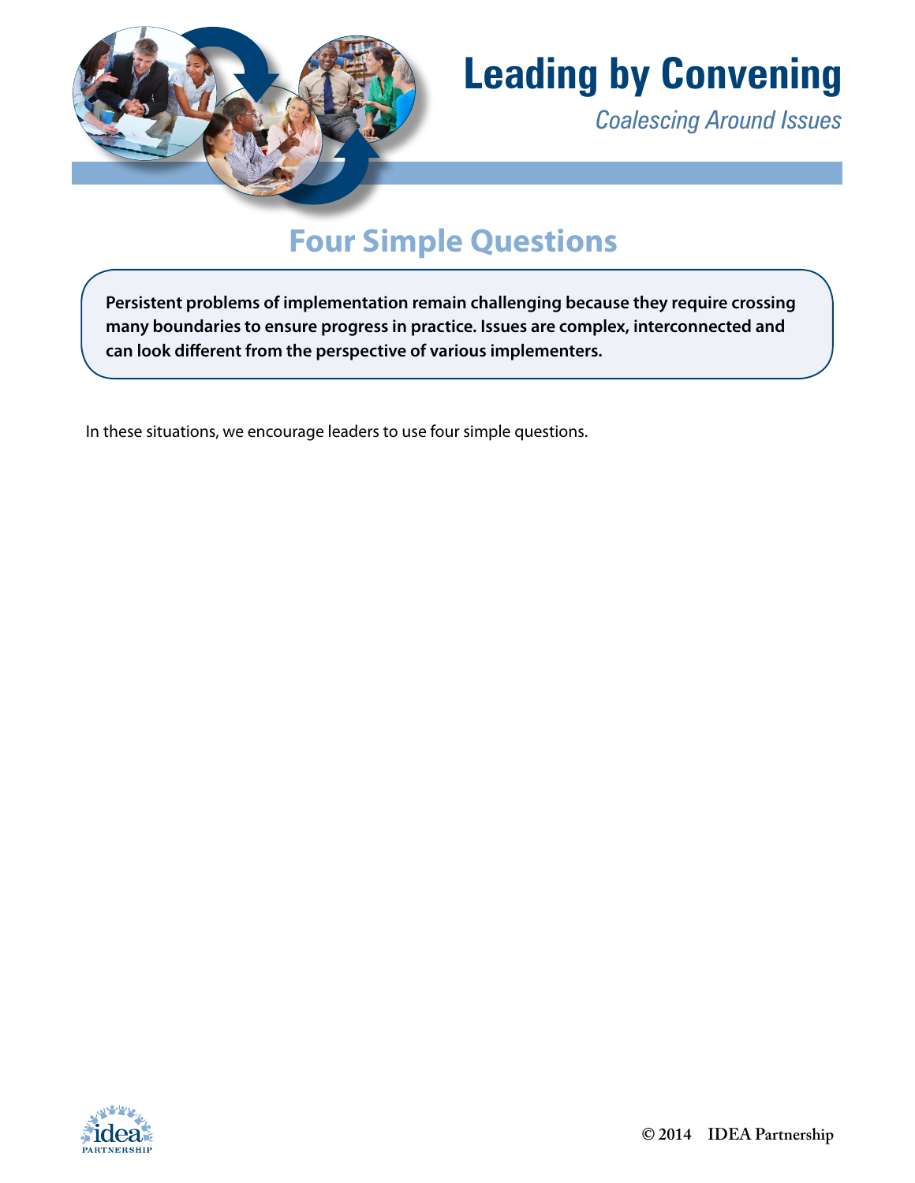# Leading by Convening

*Coalescing Around Issues*

## Four Simple Questions

**Persistent problems of implementation remain challenging because they require crossing many boundaries to ensure progress in practice. Issues are complex, interconnected and can look different from the perspective of various implementers.**

In these situations, we encourage leaders to use four simple questions.

© 2014 IDEA Partnership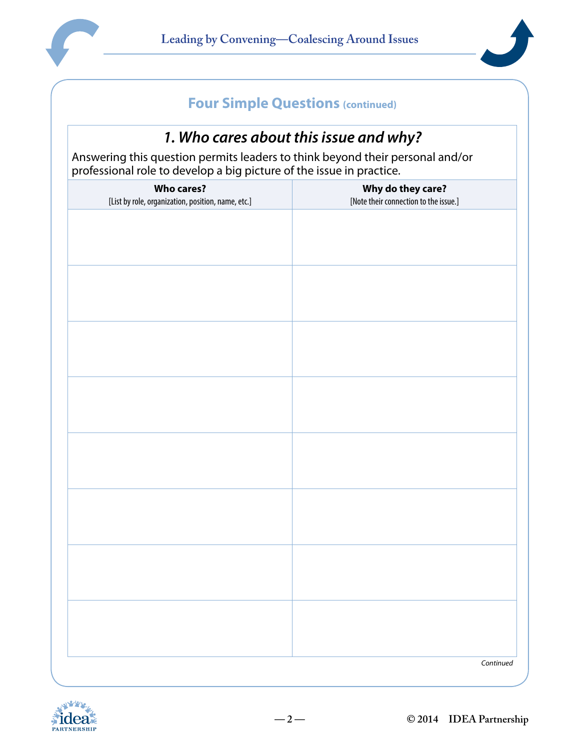## Four Simple Questions (continued)

### *1. Who cares about this issue and why?*

Answering this question permits leaders to think beyond their personal and/or professional role to develop a big picture of the issue in practice.

| **Who cares?**<br>[List by role, organization, position, name, etc.] | **Why do they care?**<br>[Note their connection to the issue.] |
|---|---|
| | |
| | |
| | |
| | |
| | |
| | |
| | |
| | |

*Continued*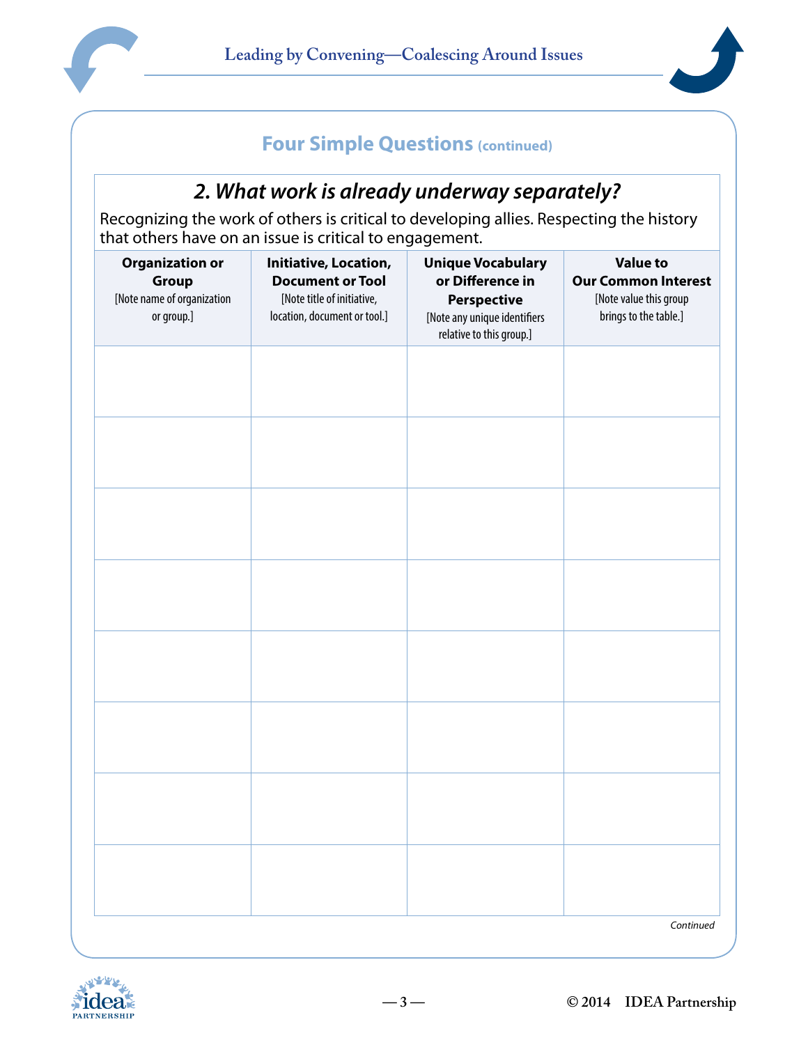## Four Simple Questions (continued)

### *2. What work is already underway separately?*

Recognizing the work of others is critical to developing allies. Respecting the history that others have on an issue is critical to engagement.

| **Organization or Group** [Note name of organization or group.] | **Initiative, Location, Document or Tool** [Note title of initiative, location, document or tool.] | **Unique Vocabulary or Difference in Perspective** [Note any unique identifiers relative to this group.] | **Value to Our Common Interest** [Note value this group brings to the table.] |
|---|---|---|---|
| | | | |
| | | | |
| | | | |
| | | | |
| | | | |
| | | | |
| | | | |
| | | | |

*Continued*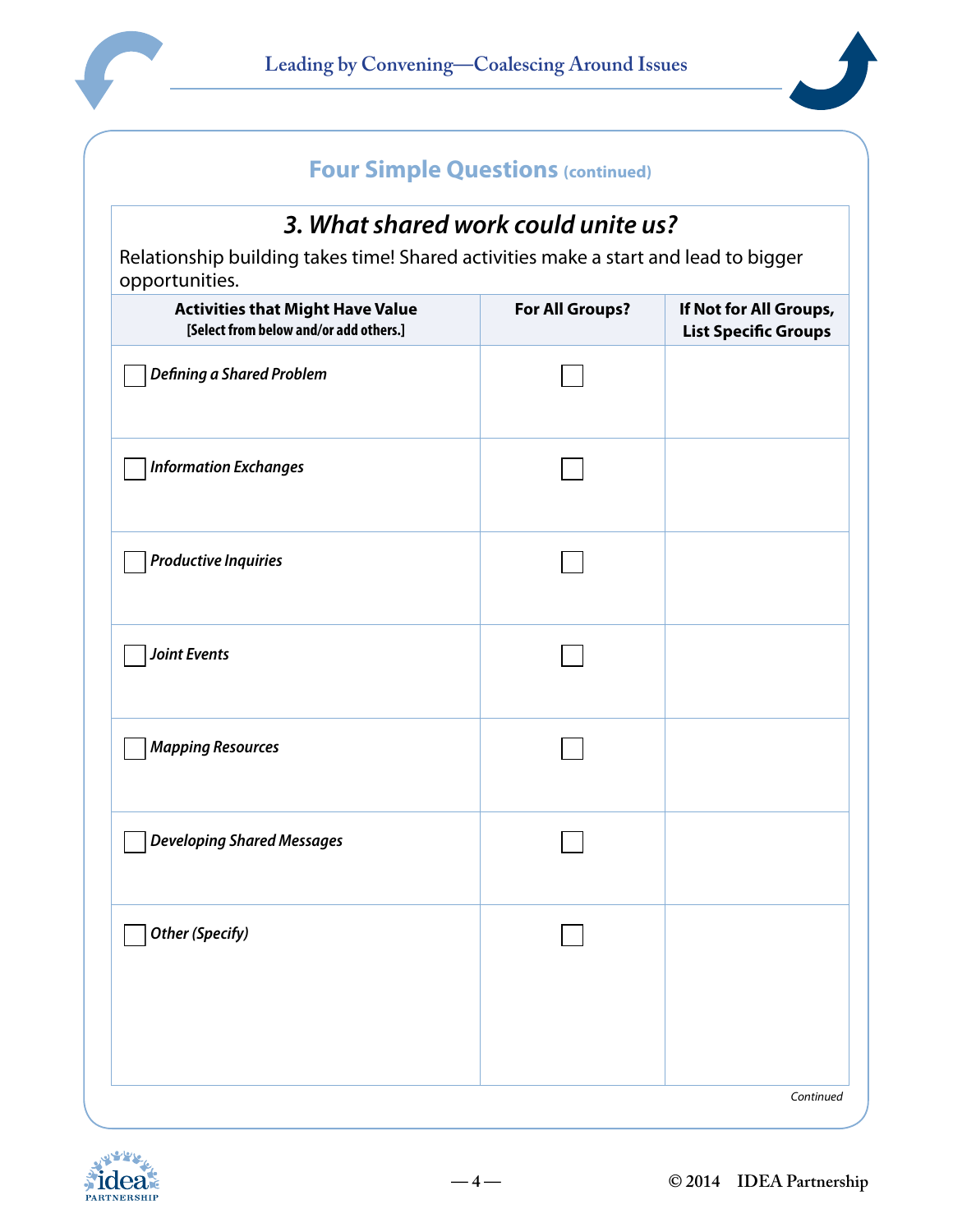## Four Simple Questions (continued)

### 3. What shared work could unite us?

Relationship building takes time! Shared activities make a start and lead to bigger opportunities.

| **Activities that Might Have Value** [Select from below and/or add others.] | **For All Groups?** | **If Not for All Groups, List Specific Groups** |
|---|---|---|
| ☐ *Defining a Shared Problem* | ☐ | |
| ☐ *Information Exchanges* | ☐ | |
| ☐ *Productive Inquiries* | ☐ | |
| ☐ *Joint Events* | ☐ | |
| ☐ *Mapping Resources* | ☐ | |
| ☐ *Developing Shared Messages* | ☐ | |
| ☐ *Other (Specify)* | ☐ | |

*Continued*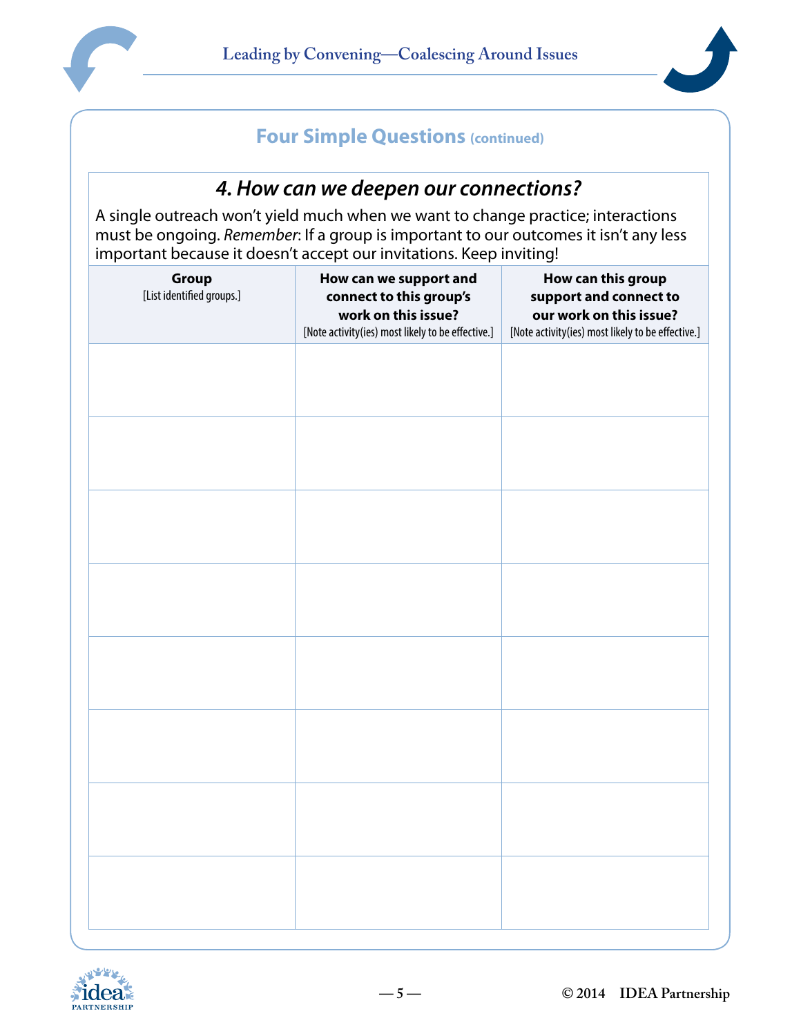## Four Simple Questions (continued)

### *4. How can we deepen our connections?*

A single outreach won't yield much when we want to change practice; interactions must be ongoing. *Remember*: If a group is important to our outcomes it isn't any less important because it doesn't accept our invitations. Keep inviting!

| **Group** [List identified groups.] | **How can we support and connect to this group's work on this issue?** [Note activity(ies) most likely to be effective.] | **How can this group support and connect to our work on this issue?** [Note activity(ies) most likely to be effective.] |
|---|---|---|
| | | |
| | | |
| | | |
| | | |
| | | |
| | | |
| | | |
| | | |